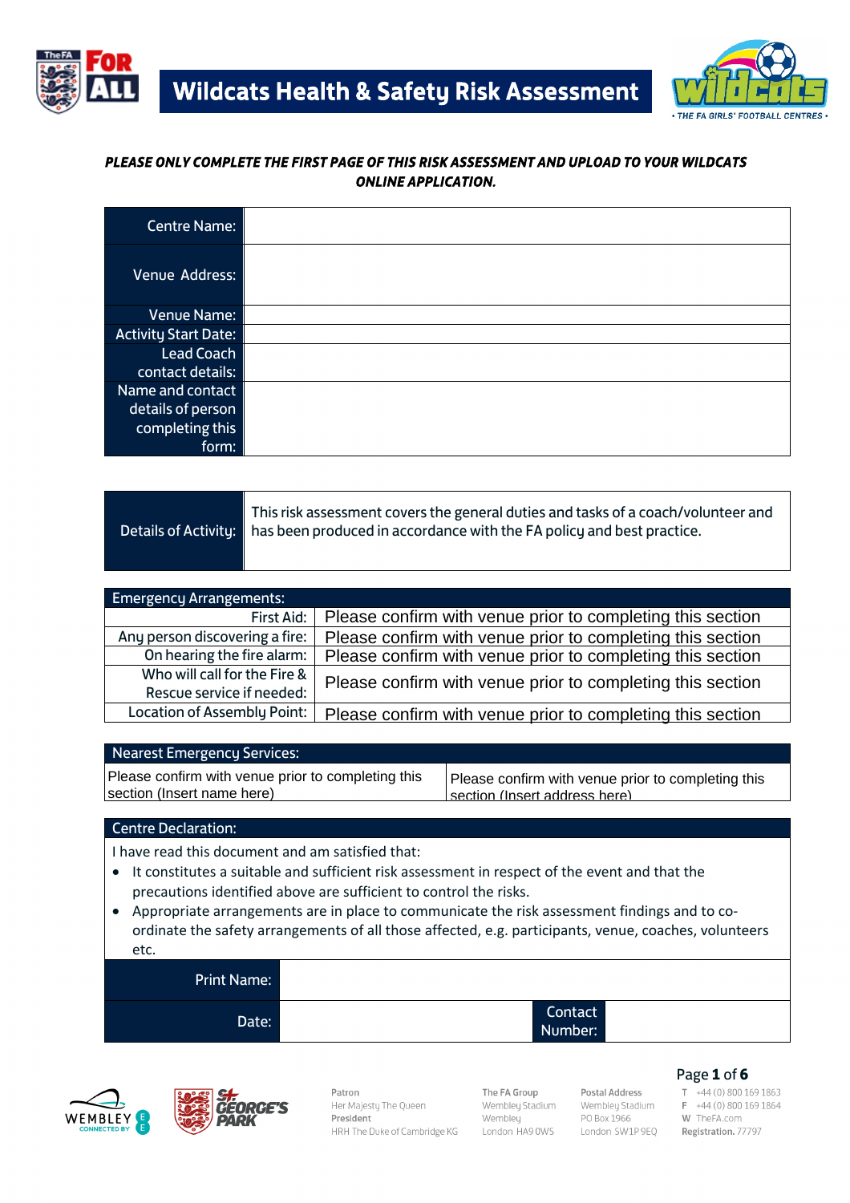# Wildcats Health & Safety Risk Assessment

***PLEASE ONLY COMPLETE THE FIRST PAGE OF THIS RISK ASSESSMENT AND UPLOAD TO YOUR WILDCATS ONLINE APPLICATION.***

| | |
|---|---|
| Centre Name: | |
| Venue Address: | |
| Venue Name: | |
| Activity Start Date: | |
| Lead Coach contact details: | |
| Name and contact details of person completing this form: | |

| | |
|---|---|
| Details of Activity: | This risk assessment covers the general duties and tasks of a coach/volunteer and has been produced in accordance with the FA policy and best practice. |

| Emergency Arrangements: | |
|---|---|
| First Aid: | Please confirm with venue prior to completing this section |
| Any person discovering a fire: | Please confirm with venue prior to completing this section |
| On hearing the fire alarm: | Please confirm with venue prior to completing this section |
| Who will call for the Fire & Rescue service if needed: | Please confirm with venue prior to completing this section |
| Location of Assembly Point: | Please confirm with venue prior to completing this section |

| Nearest Emergency Services: | |
|---|---|
| Please confirm with venue prior to completing this section (Insert name here) | Please confirm with venue prior to completing this section (Insert address here) |

**Centre Declaration:**

I have read this document and am satisfied that:

- It constitutes a suitable and sufficient risk assessment in respect of the event and that the precautions identified above are sufficient to control the risks.
- Appropriate arrangements are in place to communicate the risk assessment findings and to co-ordinate the safety arrangements of all those affected, e.g. participants, venue, coaches, volunteers etc.

| | | | |
|---|---|---|---|
| Print Name: | | | |
| Date: | | Contact Number: | |

Patron: Her Majesty The Queen
President: HRH The Duke of Cambridge KG

The FA Group, Wembley Stadium, Wembley, London HA9 0WS

Postal Address: Wembley Stadium, PO Box 1966, London SW1P 9EQ

T +44 (0) 800 169 1863
F +44 (0) 800 169 1864
W TheFA.com
Registration. 77797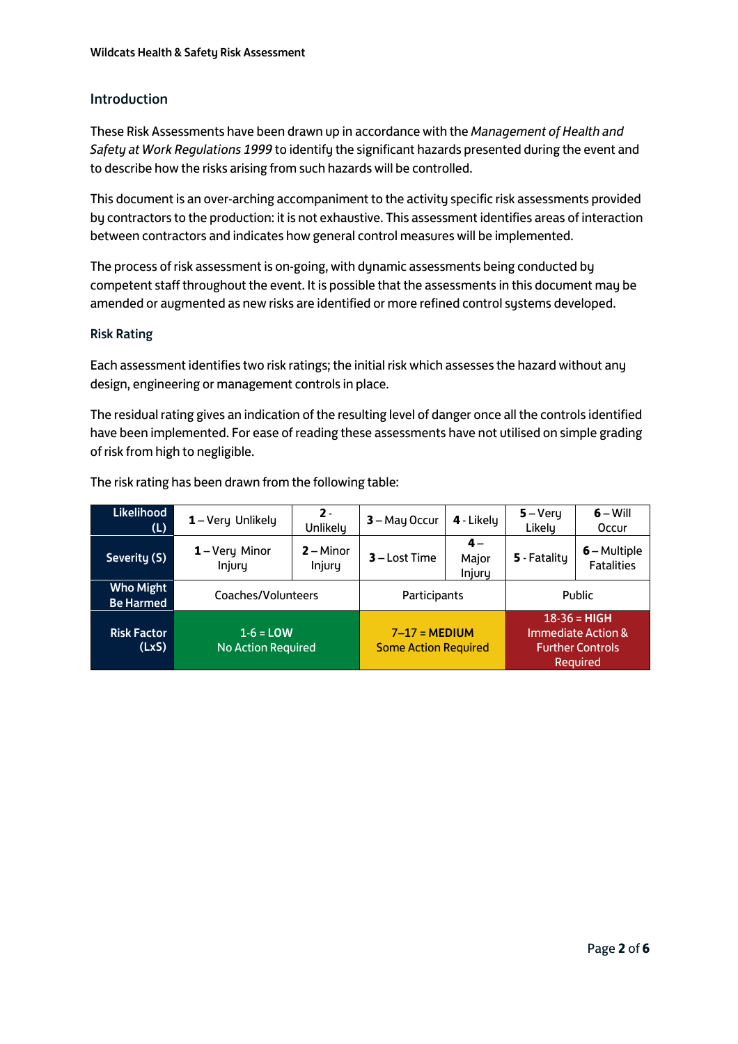## Introduction

These Risk Assessments have been drawn up in accordance with the *Management of Health and Safety at Work Regulations 1999* to identify the significant hazards presented during the event and to describe how the risks arising from such hazards will be controlled.

This document is an over-arching accompaniment to the activity specific risk assessments provided by contractors to the production: it is not exhaustive. This assessment identifies areas of interaction between contractors and indicates how general control measures will be implemented.

The process of risk assessment is on-going, with dynamic assessments being conducted by competent staff throughout the event. It is possible that the assessments in this document may be amended or augmented as new risks are identified or more refined control systems developed.

### Risk Rating

Each assessment identifies two risk ratings; the initial risk which assesses the hazard without any design, engineering or management controls in place.

The residual rating gives an indication of the resulting level of danger once all the controls identified have been implemented. For ease of reading these assessments have not utilised on simple grading of risk from high to negligible.

The risk rating has been drawn from the following table:

| **Likelihood (L)** | **1** – Very Unlikely | **2** - Unlikely | **3** – May Occur | **4** - Likely | **5** – Very Likely | **6** – Will Occur |
|---|---|---|---|---|---|---|
| **Severity (S)** | **1** – Very Minor Injury | **2** – Minor Injury | **3** – Lost Time | **4** – Major Injury | **5** - Fatality | **6** – Multiple Fatalities |
| **Who Might Be Harmed** | Coaches/Volunteers | | Participants | | Public | |
| **Risk Factor (LxS)** | 1-6 = **LOW** No Action Required | | 7–17 = **MEDIUM** Some Action Required | | 18-36 = **HIGH** Immediate Action & Further Controls Required | |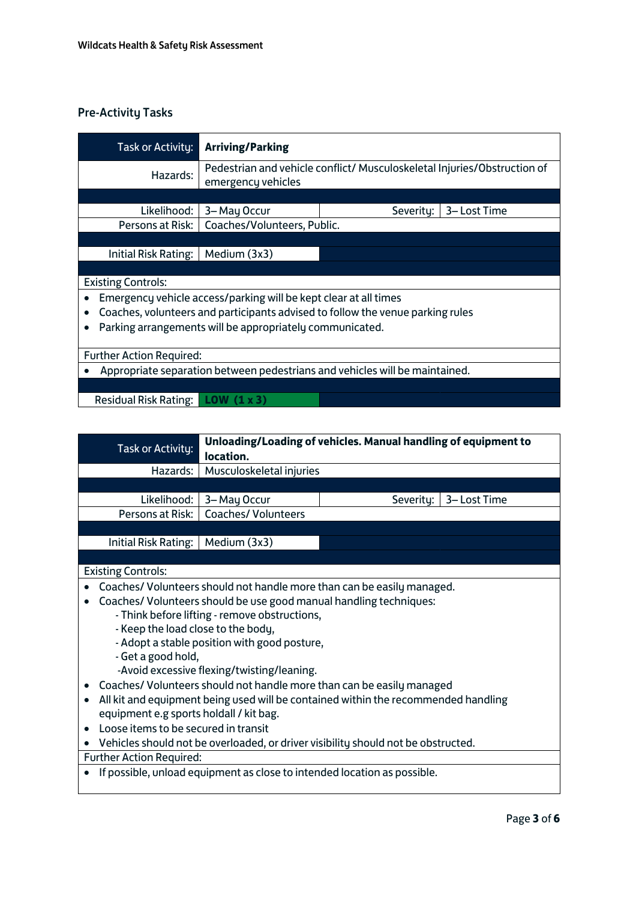## Pre-Activity Tasks

| Task or Activity: | **Arriving/Parking** | | |
|---|---|---|---|
| Hazards: | Pedestrian and vehicle conflict/ Musculoskeletal Injuries/Obstruction of emergency vehicles | | |
| Likelihood: | 3– May Occur | Severity: | 3– Lost Time |
| Persons at Risk: | Coaches/Volunteers, Public. | | |
| Initial Risk Rating: | Medium (3x3) | | |

Existing Controls:

- Emergency vehicle access/parking will be kept clear at all times
- Coaches, volunteers and participants advised to follow the venue parking rules
- Parking arrangements will be appropriately communicated.

Further Action Required:

- Appropriate separation between pedestrians and vehicles will be maintained.

| Residual Risk Rating: | **LOW (1 x 3)** |
|---|---|

| Task or Activity: | **Unloading/Loading of vehicles. Manual handling of equipment to location.** | | |
|---|---|---|---|
| Hazards: | Musculoskeletal injuries | | |
| Likelihood: | 3– May Occur | Severity: | 3– Lost Time |
| Persons at Risk: | Coaches/ Volunteers | | |
| Initial Risk Rating: | Medium (3x3) | | |

Existing Controls:

- Coaches/ Volunteers should not handle more than can be easily managed.
- Coaches/ Volunteers should be use good manual handling techniques:
  - Think before lifting - remove obstructions,
  - Keep the load close to the body,
  - Adopt a stable position with good posture,
  - Get a good hold,
  - Avoid excessive flexing/twisting/leaning.
- Coaches/ Volunteers should not handle more than can be easily managed
- All kit and equipment being used will be contained within the recommended handling equipment e.g sports holdall / kit bag.
- Loose items to be secured in transit
- Vehicles should not be overloaded, or driver visibility should not be obstructed.

Further Action Required:

- If possible, unload equipment as close to intended location as possible.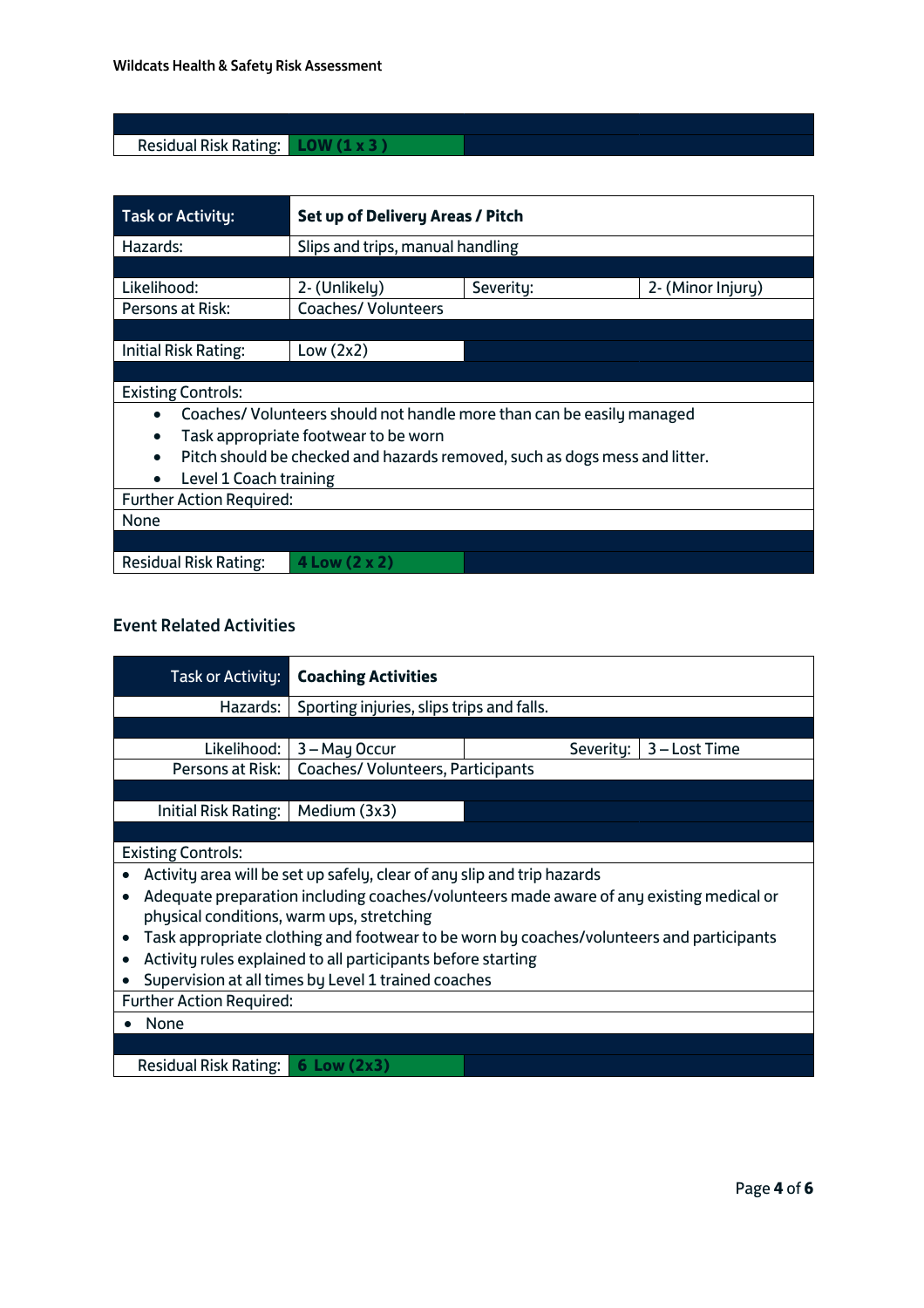| | |
|---|---|
| Residual Risk Rating: | LOW (1 x 3 ) |

| Task or Activity: | Set up of Delivery Areas / Pitch | | |
|---|---|---|---|
| Hazards: | Slips and trips, manual handling | | |
| Likelihood: | 2- (Unlikely) | Severity: | 2- (Minor Injury) |
| Persons at Risk: | Coaches/ Volunteers | | |
| Initial Risk Rating: | Low (2x2) | | |

Existing Controls:

- Coaches/ Volunteers should not handle more than can be easily managed
- Task appropriate footwear to be worn
- Pitch should be checked and hazards removed, such as dogs mess and litter.
- Level 1 Coach training

Further Action Required:

None

| | |
|---|---|
| Residual Risk Rating: | 4 Low (2 x 2) |

## Event Related Activities

| Task or Activity: | Coaching Activities | | |
|---|---|---|---|
| Hazards: | Sporting injuries, slips trips and falls. | | |
| Likelihood: | 3 – May Occur | Severity: | 3 – Lost Time |
| Persons at Risk: | Coaches/ Volunteers, Participants | | |
| Initial Risk Rating: | Medium (3x3) | | |

Existing Controls:

- Activity area will be set up safely, clear of any slip and trip hazards
- Adequate preparation including coaches/volunteers made aware of any existing medical or physical conditions, warm ups, stretching
- Task appropriate clothing and footwear to be worn by coaches/volunteers and participants
- Activity rules explained to all participants before starting
- Supervision at all times by Level 1 trained coaches

Further Action Required:

- None

| | |
|---|---|
| Residual Risk Rating: | 6 Low (2x3) |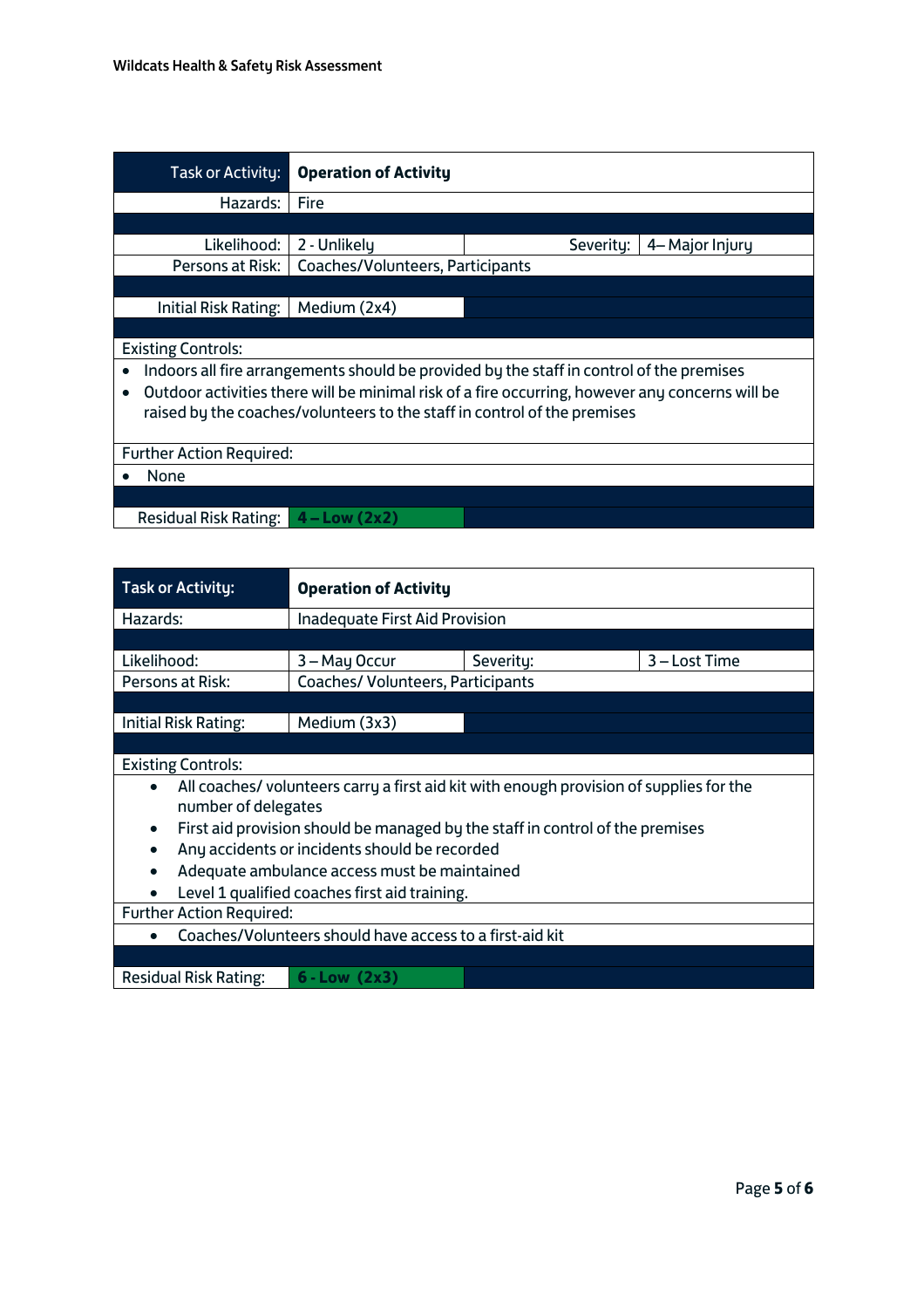| Task or Activity: | Operation of Activity | | |
|---|---|---|---|
| Hazards: | Fire | | |
| Likelihood: | 2 - Unlikely | Severity: | 4– Major Injury |
| Persons at Risk: | Coaches/Volunteers, Participants | | |
| Initial Risk Rating: | Medium (2x4) | | |
| Existing Controls: | | | |
| • Indoors all fire arrangements should be provided by the staff in control of the premises<br>• Outdoor activities there will be minimal risk of a fire occurring, however any concerns will be raised by the coaches/volunteers to the staff in control of the premises | | | |
| Further Action Required: | | | |
| • None | | | |
| Residual Risk Rating: | **4 – Low (2x2)** | | |

| Task or Activity: | Operation of Activity | | |
|---|---|---|---|
| Hazards: | Inadequate First Aid Provision | | |
| Likelihood: | 3 – May Occur | Severity: | 3 – Lost Time |
| Persons at Risk: | Coaches/ Volunteers, Participants | | |
| Initial Risk Rating: | Medium (3x3) | | |
| Existing Controls: | | | |
| • All coaches/ volunteers carry a first aid kit with enough provision of supplies for the number of delegates<br>• First aid provision should be managed by the staff in control of the premises<br>• Any accidents or incidents should be recorded<br>• Adequate ambulance access must be maintained<br>• Level 1 qualified coaches first aid training. | | | |
| Further Action Required: | | | |
| • Coaches/Volunteers should have access to a first-aid kit | | | |
| Residual Risk Rating: | **6 - Low (2x3)** | | |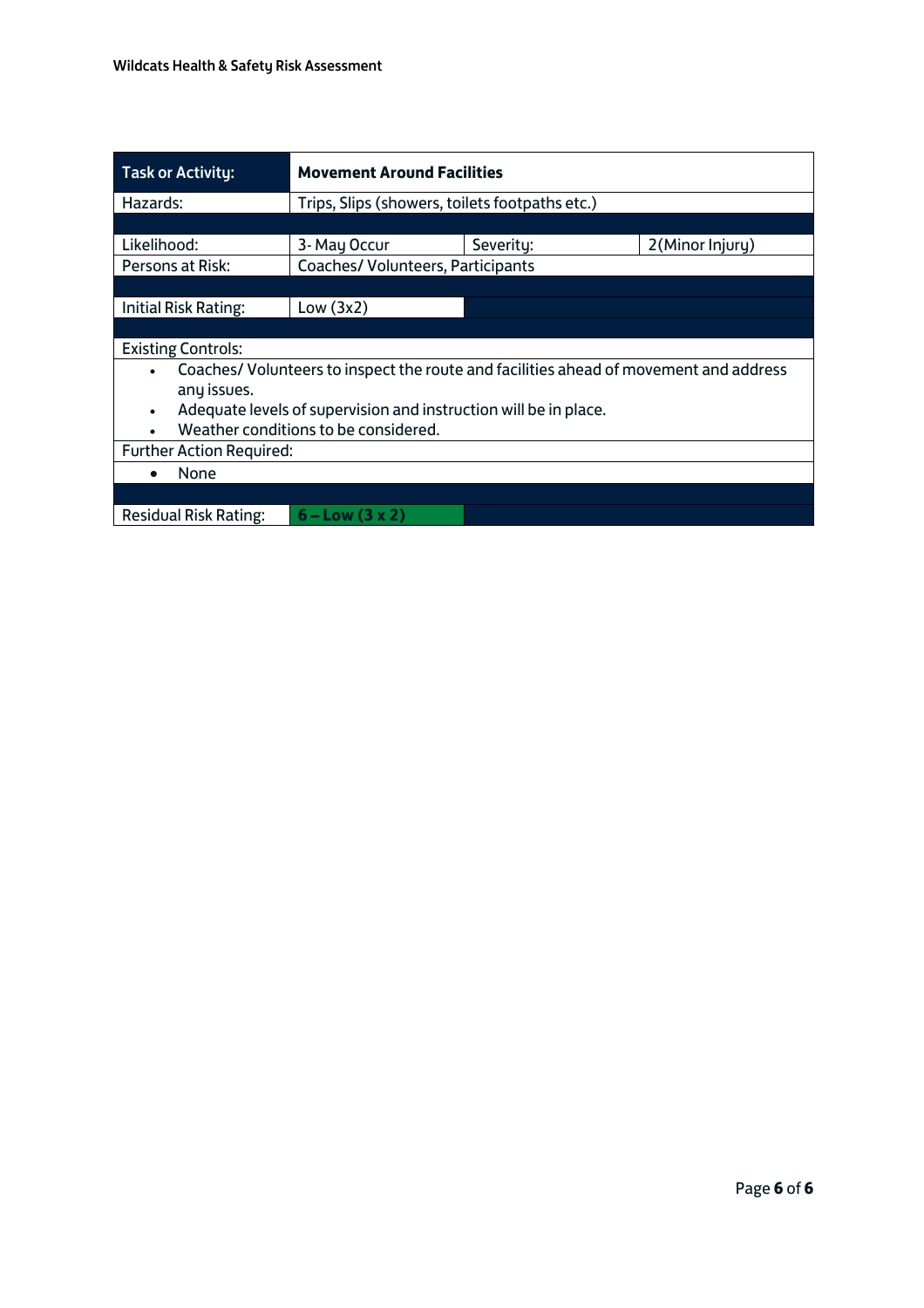| | | | |
|---|---|---|---|
| Task or Activity: | **Movement Around Facilities** | | |
| Hazards: | Trips, Slips (showers, toilets footpaths etc.) | | |
| | | | |
| Likelihood: | 3- May Occur | Severity: | 2(Minor Injury) |
| Persons at Risk: | Coaches/ Volunteers, Participants | | |
| | | | |
| Initial Risk Rating: | Low (3x2) | | |
| | | | |
| Existing Controls: | | | |
| • Coaches/ Volunteers to inspect the route and facilities ahead of movement and address any issues.<br>• Adequate levels of supervision and instruction will be in place.<br>• Weather conditions to be considered. | | | |
| Further Action Required: | | | |
| • None | | | |
| | | | |
| Residual Risk Rating: | **6 – Low (3 x 2)** | | |